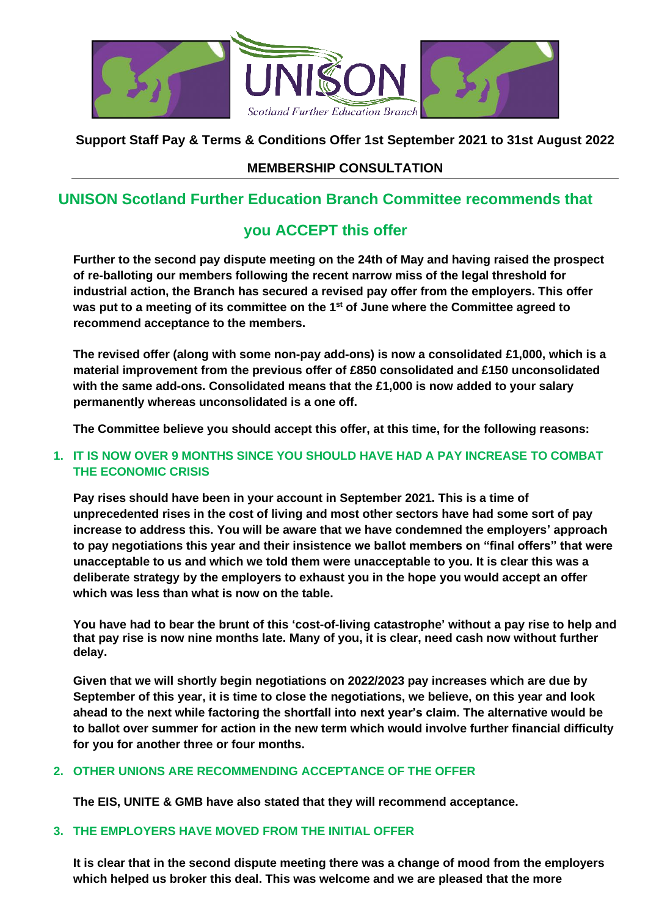UNISON Scotland Further Education Branch

**Support Staff Pay & Terms & Conditions Offer 1st September 2021 to 31st August 2022**

**MEMBERSHIP CONSULTATION**

## UNISON Scotland Further Education Branch Committee recommends that you ACCEPT this offer

**Further to the second pay dispute meeting on the 24th of May and having raised the prospect of re-balloting our members following the recent narrow miss of the legal threshold for industrial action, the Branch has secured a revised pay offer from the employers. This offer was put to a meeting of its committee on the 1st of June where the Committee agreed to recommend acceptance to the members.**

**The revised offer (along with some non-pay add-ons) is now a consolidated £1,000, which is a material improvement from the previous offer of £850 consolidated and £150 unconsolidated with the same add-ons. Consolidated means that the £1,000 is now added to your salary permanently whereas unconsolidated is a one off.**

**The Committee believe you should accept this offer, at this time, for the following reasons:**

### 1. IT IS NOW OVER 9 MONTHS SINCE YOU SHOULD HAVE HAD A PAY INCREASE TO COMBAT THE ECONOMIC CRISIS

**Pay rises should have been in your account in September 2021. This is a time of unprecedented rises in the cost of living and most other sectors have had some sort of pay increase to address this. You will be aware that we have condemned the employers' approach to pay negotiations this year and their insistence we ballot members on "final offers" that were unacceptable to us and which we told them were unacceptable to you. It is clear this was a deliberate strategy by the employers to exhaust you in the hope you would accept an offer which was less than what is now on the table.**

**You have had to bear the brunt of this 'cost-of-living catastrophe' without a pay rise to help and that pay rise is now nine months late. Many of you, it is clear, need cash now without further delay.**

**Given that we will shortly begin negotiations on 2022/2023 pay increases which are due by September of this year, it is time to close the negotiations, we believe, on this year and look ahead to the next while factoring the shortfall into next year's claim. The alternative would be to ballot over summer for action in the new term which would involve further financial difficulty for you for another three or four months.**

### 2. OTHER UNIONS ARE RECOMMENDING ACCEPTANCE OF THE OFFER

**The EIS, UNITE & GMB have also stated that they will recommend acceptance.**

### 3. THE EMPLOYERS HAVE MOVED FROM THE INITIAL OFFER

**It is clear that in the second dispute meeting there was a change of mood from the employers which helped us broker this deal. This was welcome and we are pleased that the more**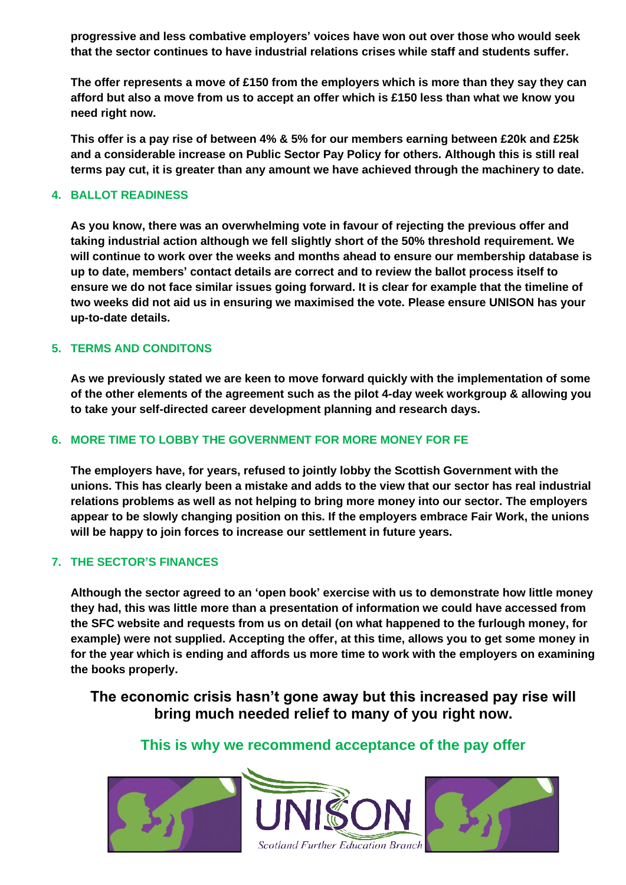**progressive and less combative employers' voices have won out over those who would seek that the sector continues to have industrial relations crises while staff and students suffer.**

**The offer represents a move of £150 from the employers which is more than they say they can afford but also a move from us to accept an offer which is £150 less than what we know you need right now.**

**This offer is a pay rise of between 4% & 5% for our members earning between £20k and £25k and a considerable increase on Public Sector Pay Policy for others. Although this is still real terms pay cut, it is greater than any amount we have achieved through the machinery to date.**

## 4. BALLOT READINESS

**As you know, there was an overwhelming vote in favour of rejecting the previous offer and taking industrial action although we fell slightly short of the 50% threshold requirement. We will continue to work over the weeks and months ahead to ensure our membership database is up to date, members' contact details are correct and to review the ballot process itself to ensure we do not face similar issues going forward. It is clear for example that the timeline of two weeks did not aid us in ensuring we maximised the vote. Please ensure UNISON has your up-to-date details.**

## 5. TERMS AND CONDITONS

**As we previously stated we are keen to move forward quickly with the implementation of some of the other elements of the agreement such as the pilot 4-day week workgroup & allowing you to take your self-directed career development planning and research days.**

## 6. MORE TIME TO LOBBY THE GOVERNMENT FOR MORE MONEY FOR FE

**The employers have, for years, refused to jointly lobby the Scottish Government with the unions. This has clearly been a mistake and adds to the view that our sector has real industrial relations problems as well as not helping to bring more money into our sector. The employers appear to be slowly changing position on this. If the employers embrace Fair Work, the unions will be happy to join forces to increase our settlement in future years.**

## 7. THE SECTOR'S FINANCES

**Although the sector agreed to an 'open book' exercise with us to demonstrate how little money they had, this was little more than a presentation of information we could have accessed from the SFC website and requests from us on detail (on what happened to the furlough money, for example) were not supplied. Accepting the offer, at this time, allows you to get some money in for the year which is ending and affords us more time to work with the employers on examining the books properly.**

**The economic crisis hasn't gone away but this increased pay rise will bring much needed relief to many of you right now.**

**This is why we recommend acceptance of the pay offer**

UNISON
Scotland Further Education Branch